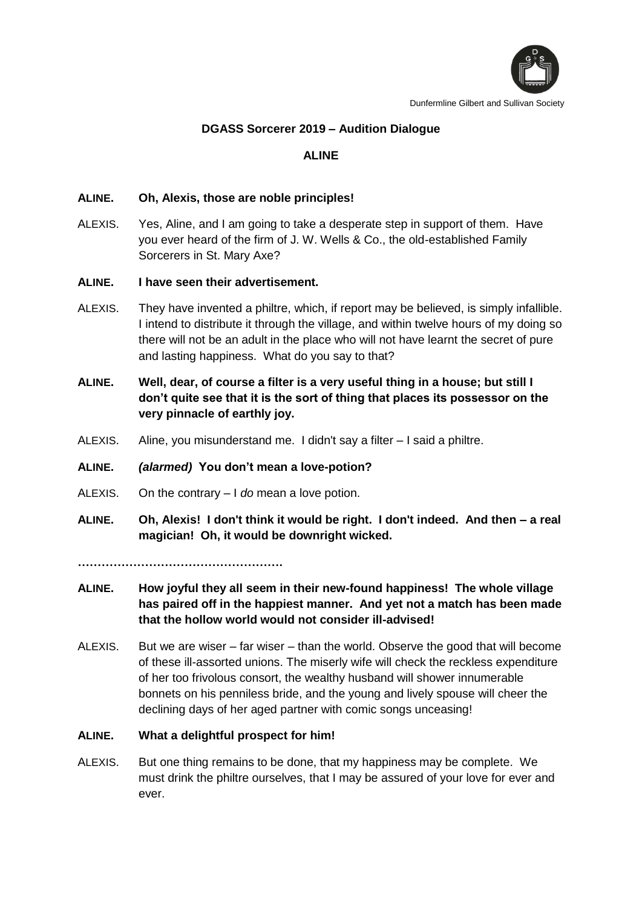Dunfermline Gilbert and Sullivan Society

**DGASS Sorcerer 2019 – Audition Dialogue**

**ALINE**

**ALINE. Oh, Alexis, those are noble principles!**

ALEXIS. Yes, Aline, and I am going to take a desperate step in support of them. Have you ever heard of the firm of J. W. Wells & Co., the old-established Family Sorcerers in St. Mary Axe?

**ALINE. I have seen their advertisement.**

ALEXIS. They have invented a philtre, which, if report may be believed, is simply infallible. I intend to distribute it through the village, and within twelve hours of my doing so there will not be an adult in the place who will not have learnt the secret of pure and lasting happiness. What do you say to that?

**ALINE. Well, dear, of course a filter is a very useful thing in a house; but still I don't quite see that it is the sort of thing that places its possessor on the very pinnacle of earthly joy.**

ALEXIS. Aline, you misunderstand me. I didn't say a filter – I said a philtre.

**ALINE.** ***(alarmed)*** **You don't mean a love-potion?**

ALEXIS. On the contrary – I *do* mean a love potion.

**ALINE. Oh, Alexis! I don't think it would be right. I don't indeed. And then – a real magician! Oh, it would be downright wicked.**

**…………………………………………….**

**ALINE. How joyful they all seem in their new-found happiness! The whole village has paired off in the happiest manner. And yet not a match has been made that the hollow world would not consider ill-advised!**

ALEXIS. But we are wiser – far wiser – than the world. Observe the good that will become of these ill-assorted unions. The miserly wife will check the reckless expenditure of her too frivolous consort, the wealthy husband will shower innumerable bonnets on his penniless bride, and the young and lively spouse will cheer the declining days of her aged partner with comic songs unceasing!

**ALINE. What a delightful prospect for him!**

ALEXIS. But one thing remains to be done, that my happiness may be complete. We must drink the philtre ourselves, that I may be assured of your love for ever and ever.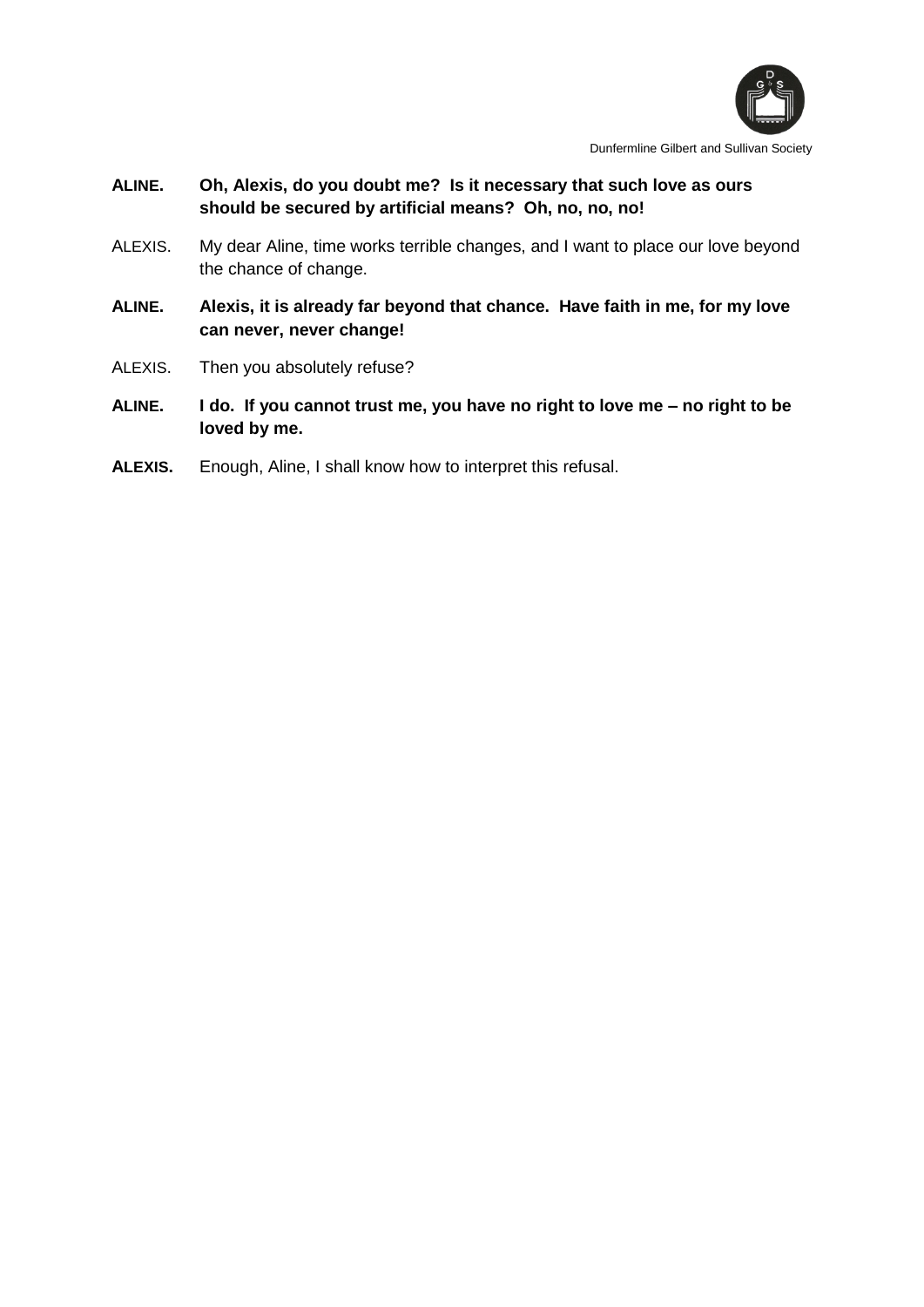**ALINE.** **Oh, Alexis, do you doubt me? Is it necessary that such love as ours should be secured by artificial means? Oh, no, no, no!**

ALEXIS. My dear Aline, time works terrible changes, and I want to place our love beyond the chance of change.

**ALINE.** **Alexis, it is already far beyond that chance. Have faith in me, for my love can never, never change!**

ALEXIS. Then you absolutely refuse?

**ALINE.** **I do. If you cannot trust me, you have no right to love me – no right to be loved by me.**

**ALEXIS.** Enough, Aline, I shall know how to interpret this refusal.